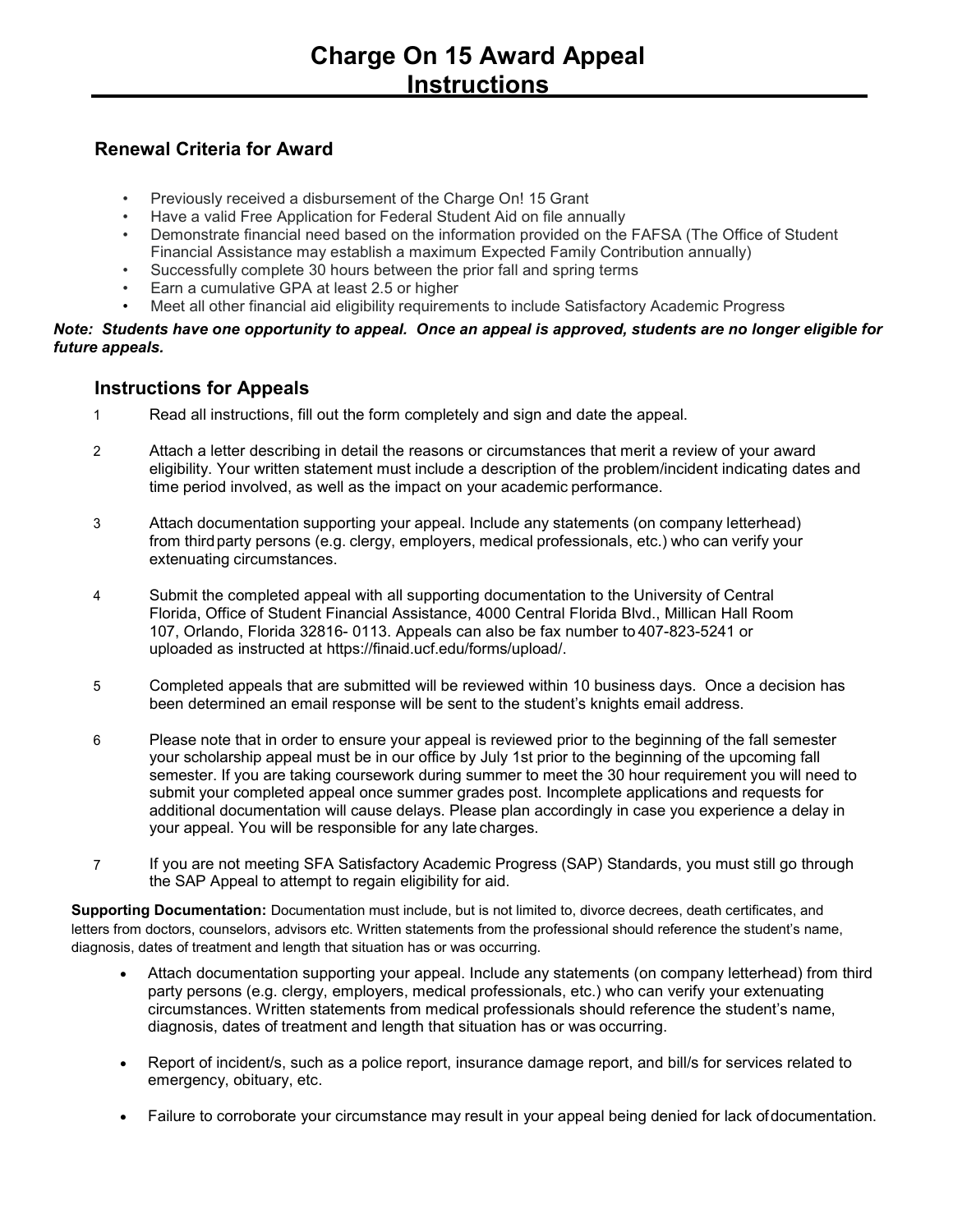# Charge On 15 Award Appeal Instructions

## Renewal Criteria for Award

- Previously received a disbursement of the Charge On! 15 Grant
- Have a valid Free Application for Federal Student Aid on file annually
- Demonstrate financial need based on the information provided on the FAFSA (The Office of Student Financial Assistance may establish a maximum Expected Family Contribution annually)
- Successfully complete 30 hours between the prior fall and spring terms
- Earn a cumulative GPA at least 2.5 or higher
- Meet all other financial aid eligibility requirements to include Satisfactory Academic Progress

***Note: Students have one opportunity to appeal. Once an appeal is approved, students are no longer eligible for future appeals.***

## Instructions for Appeals

1. Read all instructions, fill out the form completely and sign and date the appeal.

2. Attach a letter describing in detail the reasons or circumstances that merit a review of your award eligibility. Your written statement must include a description of the problem/incident indicating dates and time period involved, as well as the impact on your academic performance.

3. Attach documentation supporting your appeal. Include any statements (on company letterhead) from third party persons (e.g. clergy, employers, medical professionals, etc.) who can verify your extenuating circumstances.

4. Submit the completed appeal with all supporting documentation to the University of Central Florida, Office of Student Financial Assistance, 4000 Central Florida Blvd., Millican Hall Room 107, Orlando, Florida 32816- 0113. Appeals can also be fax number to 407-823-5241 or uploaded as instructed at https://finaid.ucf.edu/forms/upload/.

5. Completed appeals that are submitted will be reviewed within 10 business days. Once a decision has been determined an email response will be sent to the student's knights email address.

6. Please note that in order to ensure your appeal is reviewed prior to the beginning of the fall semester your scholarship appeal must be in our office by July 1st prior to the beginning of the upcoming fall semester. If you are taking coursework during summer to meet the 30 hour requirement you will need to submit your completed appeal once summer grades post. Incomplete applications and requests for additional documentation will cause delays. Please plan accordingly in case you experience a delay in your appeal. You will be responsible for any late charges.

7. If you are not meeting SFA Satisfactory Academic Progress (SAP) Standards, you must still go through the SAP Appeal to attempt to regain eligibility for aid.

**Supporting Documentation:** Documentation must include, but is not limited to, divorce decrees, death certificates, and letters from doctors, counselors, advisors etc. Written statements from the professional should reference the student's name, diagnosis, dates of treatment and length that situation has or was occurring.

- Attach documentation supporting your appeal. Include any statements (on company letterhead) from third party persons (e.g. clergy, employers, medical professionals, etc.) who can verify your extenuating circumstances. Written statements from medical professionals should reference the student's name, diagnosis, dates of treatment and length that situation has or was occurring.

- Report of incident/s, such as a police report, insurance damage report, and bill/s for services related to emergency, obituary, etc.

- Failure to corroborate your circumstance may result in your appeal being denied for lack of documentation.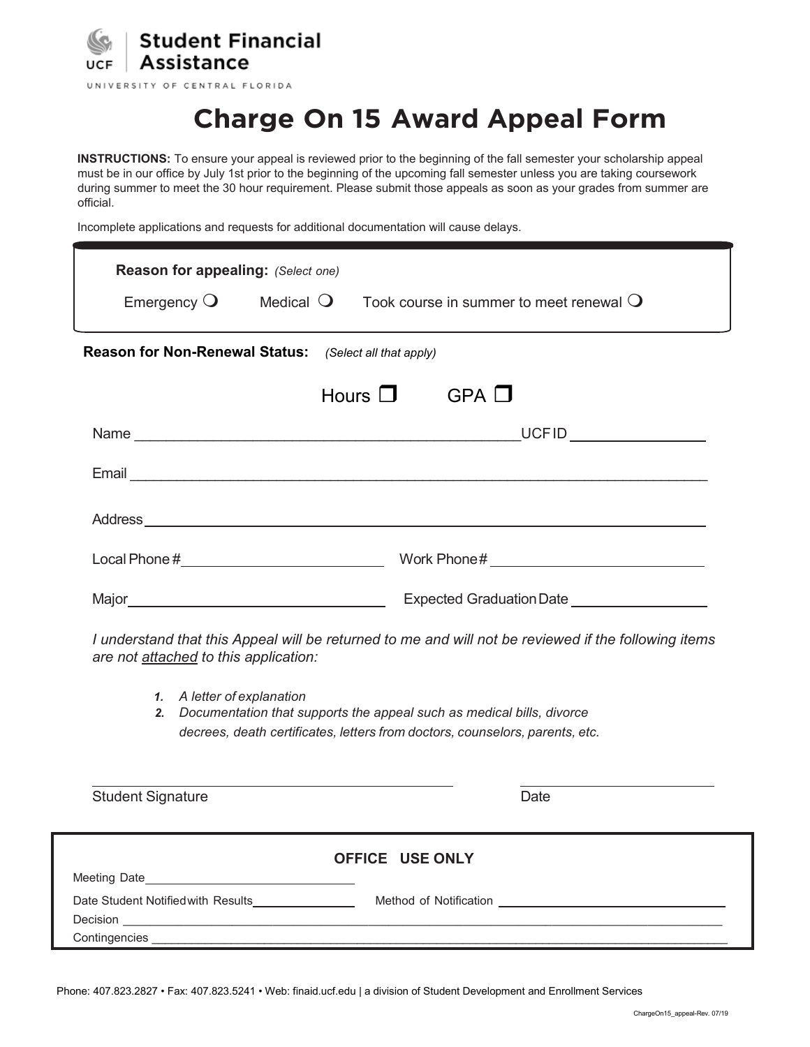Student Financial Assistance

UCF

UNIVERSITY OF CENTRAL FLORIDA

# Charge On 15 Award Appeal Form

**INSTRUCTIONS:** To ensure your appeal is reviewed prior to the beginning of the fall semester your scholarship appeal must be in our office by July 1st prior to the beginning of the upcoming fall semester unless you are taking coursework during summer to meet the 30 hour requirement. Please submit those appeals as soon as your grades from summer are official.

Incomplete applications and requests for additional documentation will cause delays.

**Reason for appealing:** *(Select one)*

Emergency ❍ Medical ❍ Took course in summer to meet renewal ❍

**Reason for Non-Renewal Status:** *(Select all that apply)*

Hours ❒ GPA ❒

Name ________________________________________________ UCF ID ______________

Email ______________________________________________________________________

Address ____________________________________________________________________

Local Phone # ______________________ Work Phone # ______________________

Major ____________________________ Expected Graduation Date ______________

*I understand that this Appeal will be returned to me and will not be reviewed if the following items are not attached to this application:*

1. *A letter of explanation*
2. *Documentation that supports the appeal such as medical bills, divorce decrees, death certificates, letters from doctors, counselors, parents, etc.*

______________________________________ ______________________

Student Signature Date

**OFFICE USE ONLY**

Meeting Date ____________________________

Date Student Notified with Results ______________ Method of Notification ______________________

Decision ____________________________________________________________________________

Contingencies _______________________________________________________________________

Phone: 407.823.2827 • Fax: 407.823.5241 • Web: finaid.ucf.edu | a division of Student Development and Enrollment Services

ChargeOn15_appeal-Rev. 07/19